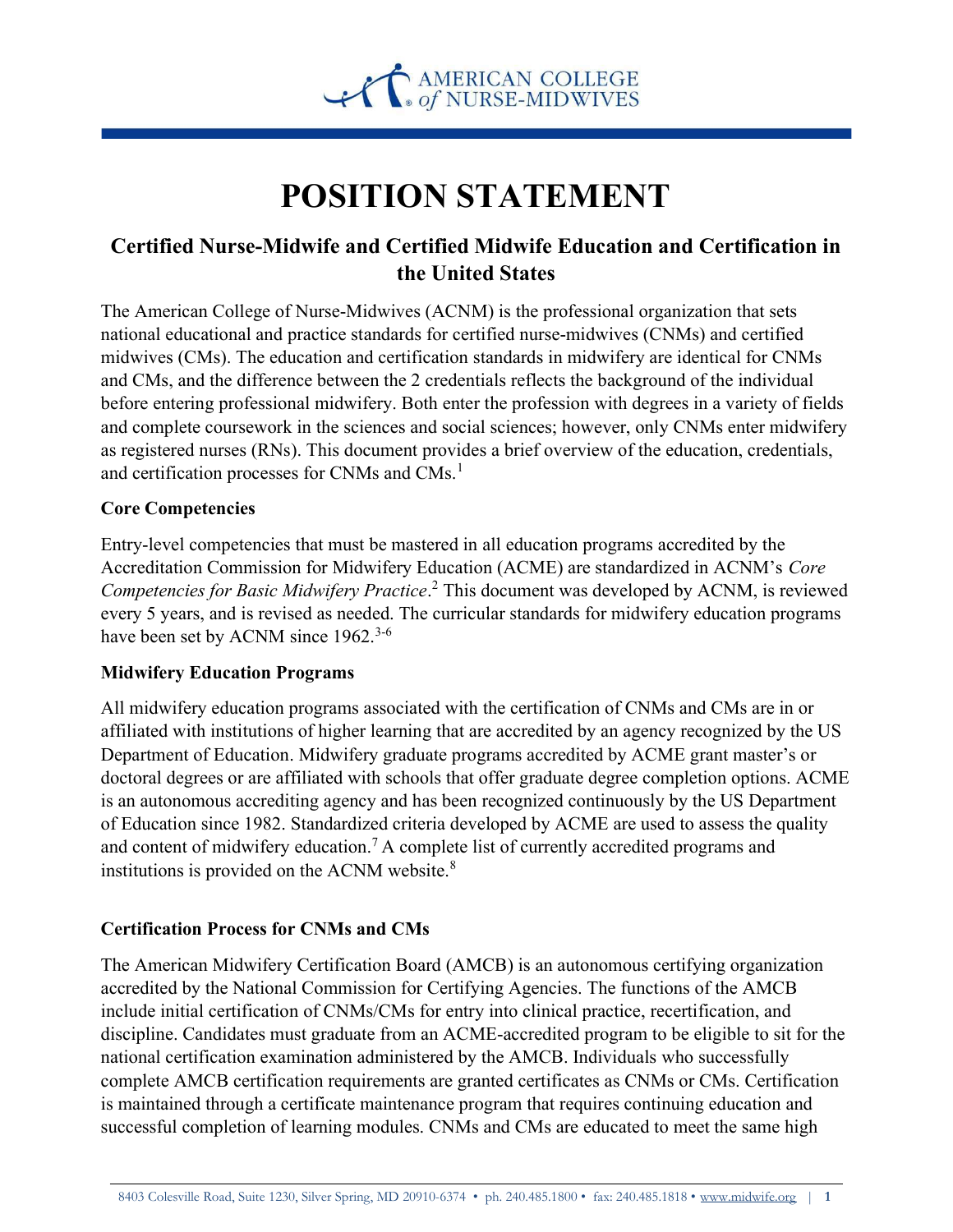# POSITION STATEMENT

## Certified Nurse-Midwife and Certified Midwife Education and Certification in the United States

The American College of Nurse-Midwives (ACNM) is the professional organization that sets national educational and practice standards for certified nurse-midwives (CNMs) and certified midwives (CMs). The education and certification standards in midwifery are identical for CNMs and CMs, and the difference between the 2 credentials reflects the background of the individual before entering professional midwifery. Both enter the profession with degrees in a variety of fields and complete coursework in the sciences and social sciences; however, only CNMs enter midwifery as registered nurses (RNs). This document provides a brief overview of the education, credentials, and certification processes for CNMs and CMs.[1]

### Core Competencies

Entry-level competencies that must be mastered in all education programs accredited by the Accreditation Commission for Midwifery Education (ACME) are standardized in ACNM's *Core Competencies for Basic Midwifery Practice*.[2] This document was developed by ACNM, is reviewed every 5 years, and is revised as needed. The curricular standards for midwifery education programs have been set by ACNM since 1962.[3-6]

### Midwifery Education Programs

All midwifery education programs associated with the certification of CNMs and CMs are in or affiliated with institutions of higher learning that are accredited by an agency recognized by the US Department of Education. Midwifery graduate programs accredited by ACME grant master's or doctoral degrees or are affiliated with schools that offer graduate degree completion options. ACME is an autonomous accrediting agency and has been recognized continuously by the US Department of Education since 1982. Standardized criteria developed by ACME are used to assess the quality and content of midwifery education.[7] A complete list of currently accredited programs and institutions is provided on the ACNM website.[8]

### Certification Process for CNMs and CMs

The American Midwifery Certification Board (AMCB) is an autonomous certifying organization accredited by the National Commission for Certifying Agencies. The functions of the AMCB include initial certification of CNMs/CMs for entry into clinical practice, recertification, and discipline. Candidates must graduate from an ACME-accredited program to be eligible to sit for the national certification examination administered by the AMCB. Individuals who successfully complete AMCB certification requirements are granted certificates as CNMs or CMs. Certification is maintained through a certificate maintenance program that requires continuing education and successful completion of learning modules. CNMs and CMs are educated to meet the same high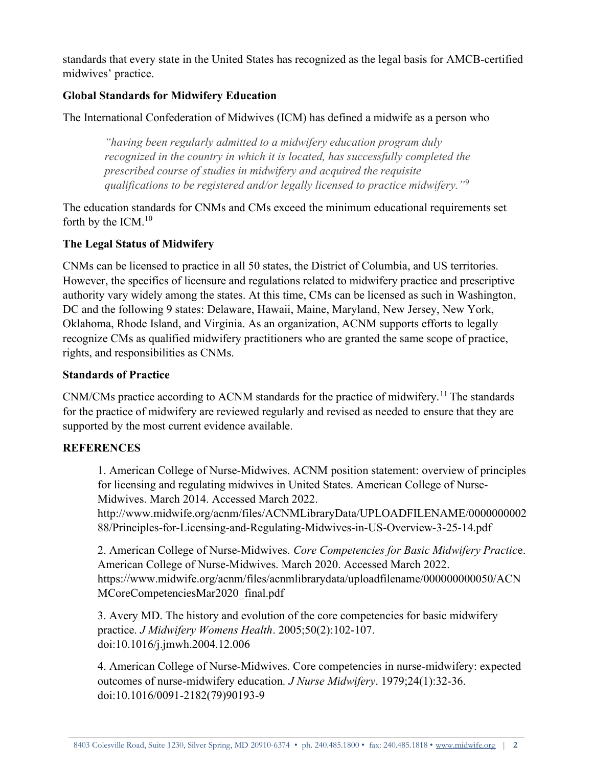standards that every state in the United States has recognized as the legal basis for AMCB-certified midwives' practice.

## Global Standards for Midwifery Education

The International Confederation of Midwives (ICM) has defined a midwife as a person who

> *"having been regularly admitted to a midwifery education program duly recognized in the country in which it is located, has successfully completed the prescribed course of studies in midwifery and acquired the requisite qualifications to be registered and/or legally licensed to practice midwifery."*[9]

The education standards for CNMs and CMs exceed the minimum educational requirements set forth by the ICM.[10]

## The Legal Status of Midwifery

CNMs can be licensed to practice in all 50 states, the District of Columbia, and US territories. However, the specifics of licensure and regulations related to midwifery practice and prescriptive authority vary widely among the states. At this time, CMs can be licensed as such in Washington, DC and the following 9 states: Delaware, Hawaii, Maine, Maryland, New Jersey, New York, Oklahoma, Rhode Island, and Virginia. As an organization, ACNM supports efforts to legally recognize CMs as qualified midwifery practitioners who are granted the same scope of practice, rights, and responsibilities as CNMs.

## Standards of Practice

CNM/CMs practice according to ACNM standards for the practice of midwifery.[11] The standards for the practice of midwifery are reviewed regularly and revised as needed to ensure that they are supported by the most current evidence available.

## REFERENCES

1. American College of Nurse-Midwives. ACNM position statement: overview of principles for licensing and regulating midwives in United States. American College of Nurse-Midwives. March 2014. Accessed March 2022. http://www.midwife.org/acnm/files/ACNMLibraryData/UPLOADFILENAME/000000000288/Principles-for-Licensing-and-Regulating-Midwives-in-US-Overview-3-25-14.pdf

2. American College of Nurse-Midwives. *Core Competencies for Basic Midwifery Practice*. American College of Nurse-Midwives. March 2020. Accessed March 2022. https://www.midwife.org/acnm/files/acnmlibrarydata/uploadfilename/000000000050/ACNMCoreCompetenciesMar2020_final.pdf

3. Avery MD. The history and evolution of the core competencies for basic midwifery practice. *J Midwifery Womens Health*. 2005;50(2):102-107. doi:10.1016/j.jmwh.2004.12.006

4. American College of Nurse-Midwives. Core competencies in nurse-midwifery: expected outcomes of nurse-midwifery education. *J Nurse Midwifery*. 1979;24(1):32-36. doi:10.1016/0091-2182(79)90193-9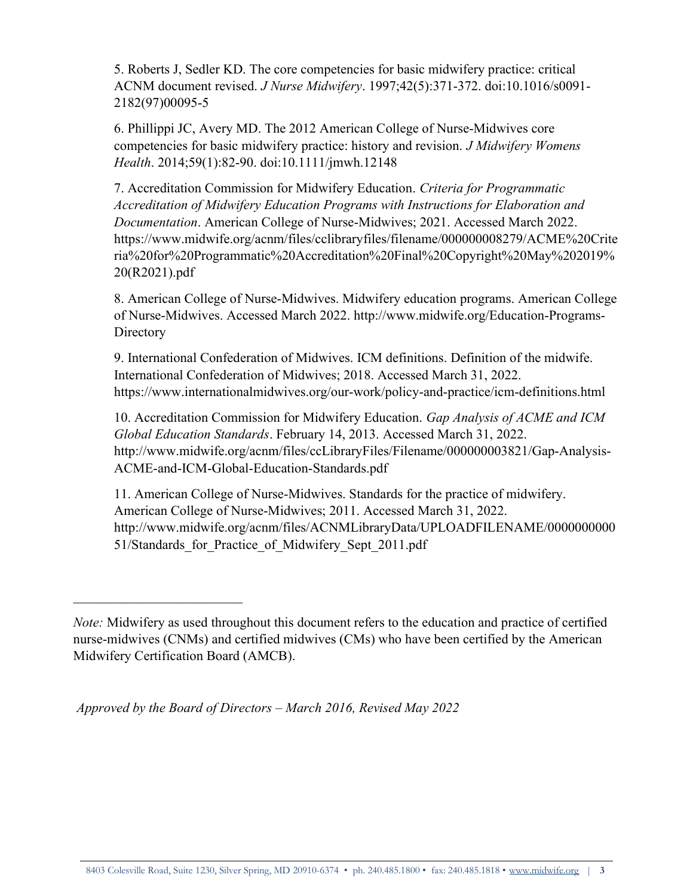5. Roberts J, Sedler KD. The core competencies for basic midwifery practice: critical ACNM document revised. *J Nurse Midwifery*. 1997;42(5):371-372. doi:10.1016/s0091-2182(97)00095-5

6. Phillippi JC, Avery MD. The 2012 American College of Nurse-Midwives core competencies for basic midwifery practice: history and revision. *J Midwifery Womens Health*. 2014;59(1):82-90. doi:10.1111/jmwh.12148

7. Accreditation Commission for Midwifery Education. *Criteria for Programmatic Accreditation of Midwifery Education Programs with Instructions for Elaboration and Documentation*. American College of Nurse-Midwives; 2021. Accessed March 2022. https://www.midwife.org/acnm/files/cclibraryfiles/filename/000000008279/ACME%20Criteria%20for%20Programmatic%20Accreditation%20Final%20Copyright%20May%202019%20(R2021).pdf

8. American College of Nurse-Midwives. Midwifery education programs. American College of Nurse-Midwives. Accessed March 2022. http://www.midwife.org/Education-Programs-Directory

9. International Confederation of Midwives. ICM definitions. Definition of the midwife. International Confederation of Midwives; 2018. Accessed March 31, 2022. https://www.internationalmidwives.org/our-work/policy-and-practice/icm-definitions.html

10. Accreditation Commission for Midwifery Education. *Gap Analysis of ACME and ICM Global Education Standards*. February 14, 2013. Accessed March 31, 2022. http://www.midwife.org/acnm/files/ccLibraryFiles/Filename/000000003821/Gap-Analysis-ACME-and-ICM-Global-Education-Standards.pdf

11. American College of Nurse-Midwives. Standards for the practice of midwifery. American College of Nurse-Midwives; 2011. Accessed March 31, 2022. http://www.midwife.org/acnm/files/ACNMLibraryData/UPLOADFILENAME/000000000051/Standards_for_Practice_of_Midwifery_Sept_2011.pdf

---

*Note:* Midwifery as used throughout this document refers to the education and practice of certified nurse-midwives (CNMs) and certified midwives (CMs) who have been certified by the American Midwifery Certification Board (AMCB).

*Approved by the Board of Directors – March 2016, Revised May 2022*